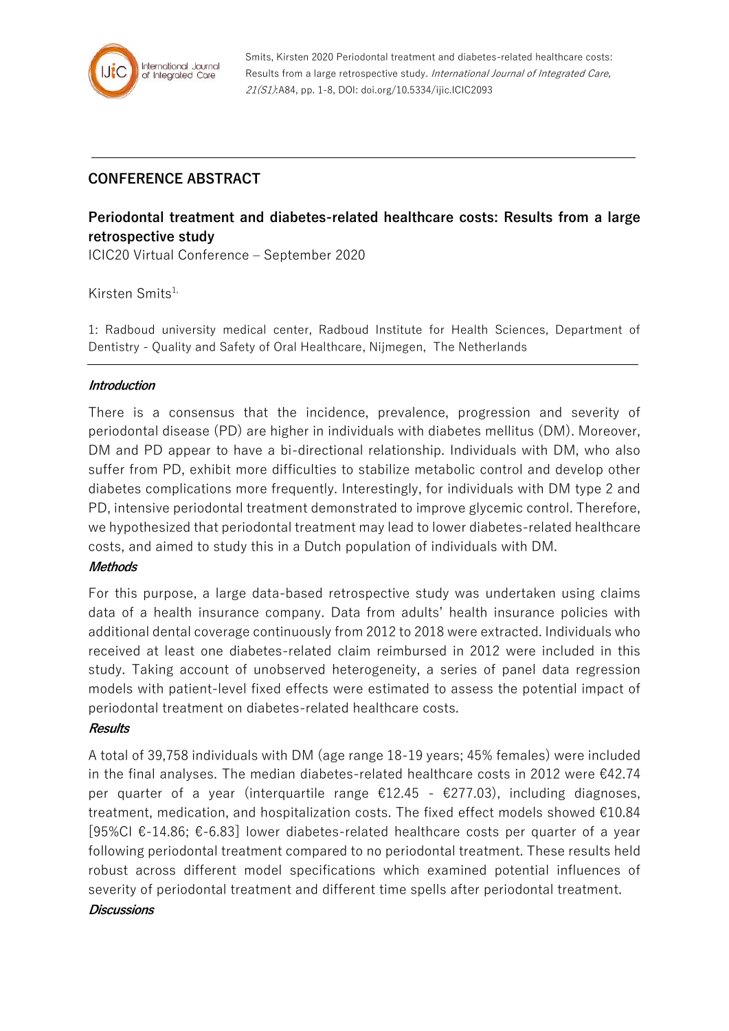Smits, Kirsten 2020 Periodontal treatment and diabetes-related healthcare costs: Results from a large retrospective study. *International Journal of Integrated Care, 21(S1)*:A84, pp. 1-8, DOI: doi.org/10.5334/ijic.ICIC2093

## CONFERENCE ABSTRACT

# Periodontal treatment and diabetes-related healthcare costs: Results from a large retrospective study

ICIC20 Virtual Conference – September 2020

Kirsten Smits[1,]

1: Radboud university medical center, Radboud Institute for Health Sciences, Department of Dentistry - Quality and Safety of Oral Healthcare, Nijmegen, The Netherlands

### *Introduction*

There is a consensus that the incidence, prevalence, progression and severity of periodontal disease (PD) are higher in individuals with diabetes mellitus (DM). Moreover, DM and PD appear to have a bi-directional relationship. Individuals with DM, who also suffer from PD, exhibit more difficulties to stabilize metabolic control and develop other diabetes complications more frequently. Interestingly, for individuals with DM type 2 and PD, intensive periodontal treatment demonstrated to improve glycemic control. Therefore, we hypothesized that periodontal treatment may lead to lower diabetes-related healthcare costs, and aimed to study this in a Dutch population of individuals with DM.

### *Methods*

For this purpose, a large data-based retrospective study was undertaken using claims data of a health insurance company. Data from adults' health insurance policies with additional dental coverage continuously from 2012 to 2018 were extracted. Individuals who received at least one diabetes-related claim reimbursed in 2012 were included in this study. Taking account of unobserved heterogeneity, a series of panel data regression models with patient-level fixed effects were estimated to assess the potential impact of periodontal treatment on diabetes-related healthcare costs.

### *Results*

A total of 39,758 individuals with DM (age range 18-19 years; 45% females) were included in the final analyses. The median diabetes-related healthcare costs in 2012 were €42.74 per quarter of a year (interquartile range €12.45 - €277.03), including diagnoses, treatment, medication, and hospitalization costs. The fixed effect models showed €10.84 [95%CI €-14.86; €-6.83] lower diabetes-related healthcare costs per quarter of a year following periodontal treatment compared to no periodontal treatment. These results held robust across different model specifications which examined potential influences of severity of periodontal treatment and different time spells after periodontal treatment.

### *Discussions*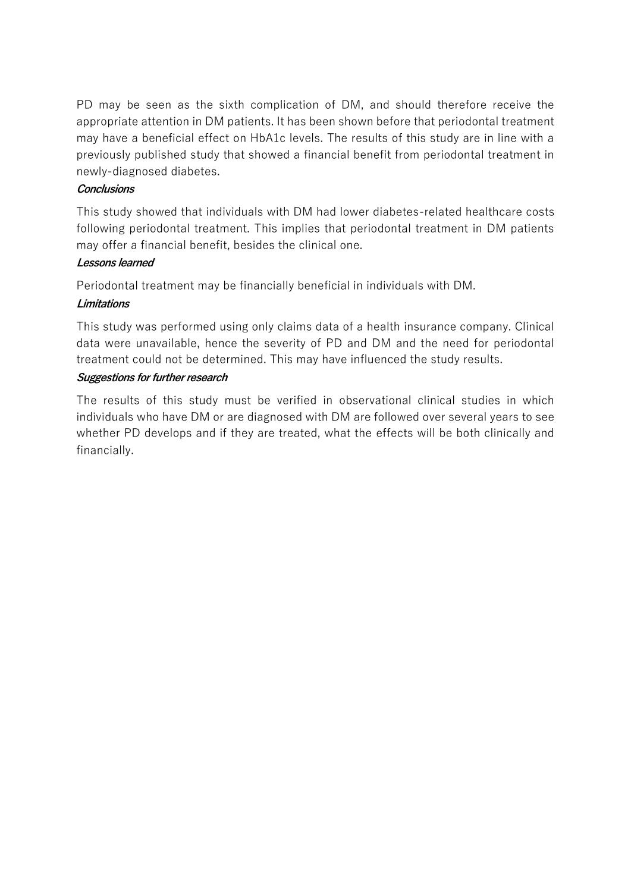PD may be seen as the sixth complication of DM, and should therefore receive the appropriate attention in DM patients. It has been shown before that periodontal treatment may have a beneficial effect on HbA1c levels. The results of this study are in line with a previously published study that showed a financial benefit from periodontal treatment in newly-diagnosed diabetes.

### *Conclusions*

This study showed that individuals with DM had lower diabetes-related healthcare costs following periodontal treatment. This implies that periodontal treatment in DM patients may offer a financial benefit, besides the clinical one.

### *Lessons learned*

Periodontal treatment may be financially beneficial in individuals with DM.

### *Limitations*

This study was performed using only claims data of a health insurance company. Clinical data were unavailable, hence the severity of PD and DM and the need for periodontal treatment could not be determined. This may have influenced the study results.

### *Suggestions for further research*

The results of this study must be verified in observational clinical studies in which individuals who have DM or are diagnosed with DM are followed over several years to see whether PD develops and if they are treated, what the effects will be both clinically and financially.